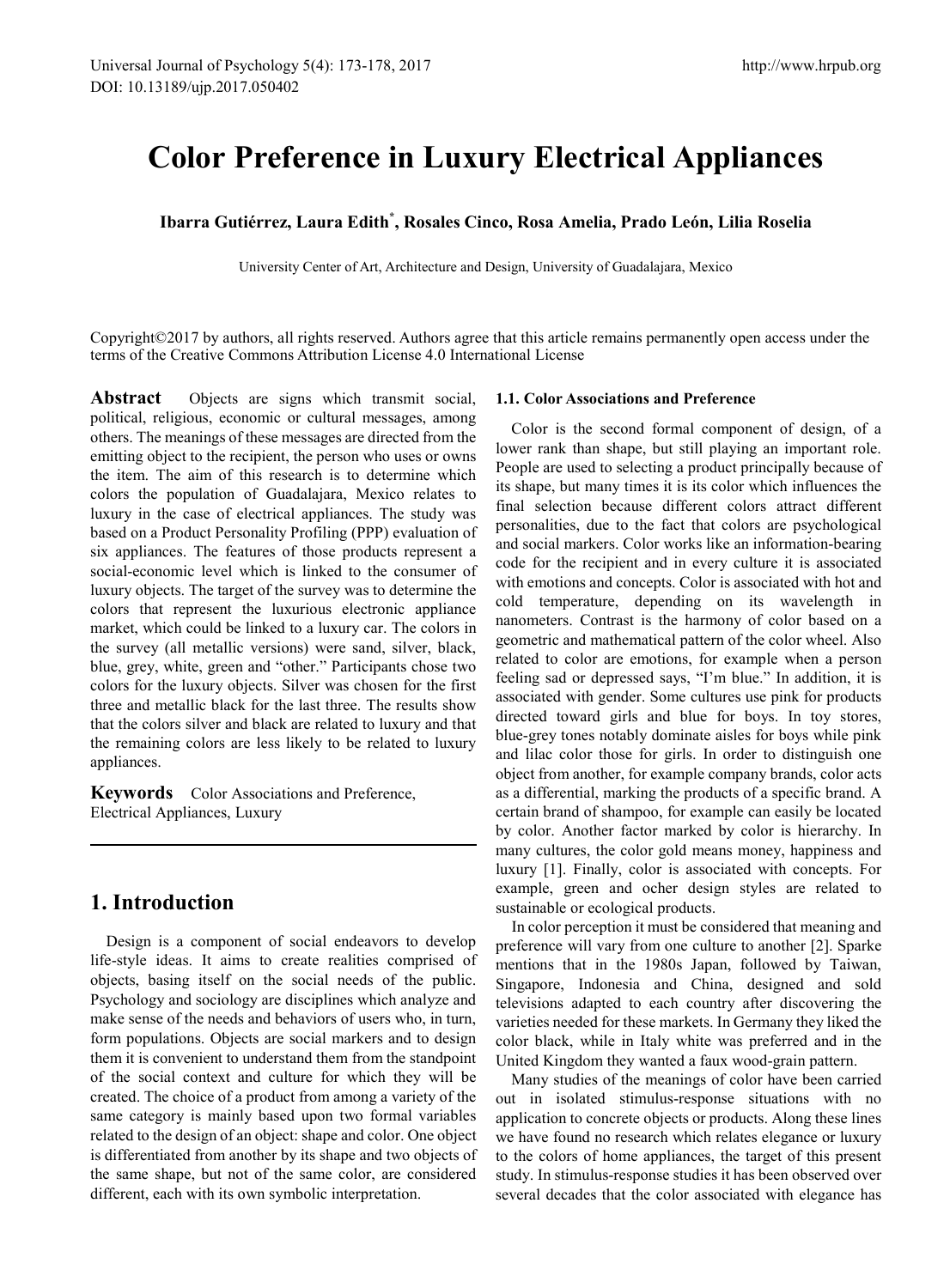# Color Preference in Luxury Electrical Appliances

**Ibarra Gutiérrez, Laura Edith*, Rosales Cinco, Rosa Amelia, Prado León, Lilia Roselia**

University Center of Art, Architecture and Design, University of Guadalajara, Mexico

Copyright©2017 by authors, all rights reserved. Authors agree that this article remains permanently open access under the terms of the Creative Commons Attribution License 4.0 International License

**Abstract** Objects are signs which transmit social, political, religious, economic or cultural messages, among others. The meanings of these messages are directed from the emitting object to the recipient, the person who uses or owns the item. The aim of this research is to determine which colors the population of Guadalajara, Mexico relates to luxury in the case of electrical appliances. The study was based on a Product Personality Profiling (PPP) evaluation of six appliances. The features of those products represent a social-economic level which is linked to the consumer of luxury objects. The target of the survey was to determine the colors that represent the luxurious electronic appliance market, which could be linked to a luxury car. The colors in the survey (all metallic versions) were sand, silver, black, blue, grey, white, green and "other." Participants chose two colors for the luxury objects. Silver was chosen for the first three and metallic black for the last three. The results show that the colors silver and black are related to luxury and that the remaining colors are less likely to be related to luxury appliances.

**Keywords** Color Associations and Preference, Electrical Appliances, Luxury

## 1. Introduction

Design is a component of social endeavors to develop life-style ideas. It aims to create realities comprised of objects, basing itself on the social needs of the public. Psychology and sociology are disciplines which analyze and make sense of the needs and behaviors of users who, in turn, form populations. Objects are social markers and to design them it is convenient to understand them from the standpoint of the social context and culture for which they will be created. The choice of a product from among a variety of the same category is mainly based upon two formal variables related to the design of an object: shape and color. One object is differentiated from another by its shape and two objects of the same shape, but not of the same color, are considered different, each with its own symbolic interpretation.

### 1.1. Color Associations and Preference

Color is the second formal component of design, of a lower rank than shape, but still playing an important role. People are used to selecting a product principally because of its shape, but many times it is its color which influences the final selection because different colors attract different personalities, due to the fact that colors are psychological and social markers. Color works like an information-bearing code for the recipient and in every culture it is associated with emotions and concepts. Color is associated with hot and cold temperature, depending on its wavelength in nanometers. Contrast is the harmony of color based on a geometric and mathematical pattern of the color wheel. Also related to color are emotions, for example when a person feeling sad or depressed says, "I'm blue." In addition, it is associated with gender. Some cultures use pink for products directed toward girls and blue for boys. In toy stores, blue-grey tones notably dominate aisles for boys while pink and lilac color those for girls. In order to distinguish one object from another, for example company brands, color acts as a differential, marking the products of a specific brand. A certain brand of shampoo, for example can easily be located by color. Another factor marked by color is hierarchy. In many cultures, the color gold means money, happiness and luxury [1]. Finally, color is associated with concepts. For example, green and ocher design styles are related to sustainable or ecological products.

In color perception it must be considered that meaning and preference will vary from one culture to another [2]. Sparke mentions that in the 1980s Japan, followed by Taiwan, Singapore, Indonesia and China, designed and sold televisions adapted to each country after discovering the varieties needed for these markets. In Germany they liked the color black, while in Italy white was preferred and in the United Kingdom they wanted a faux wood-grain pattern.

Many studies of the meanings of color have been carried out in isolated stimulus-response situations with no application to concrete objects or products. Along these lines we have found no research which relates elegance or luxury to the colors of home appliances, the target of this present study. In stimulus-response studies it has been observed over several decades that the color associated with elegance has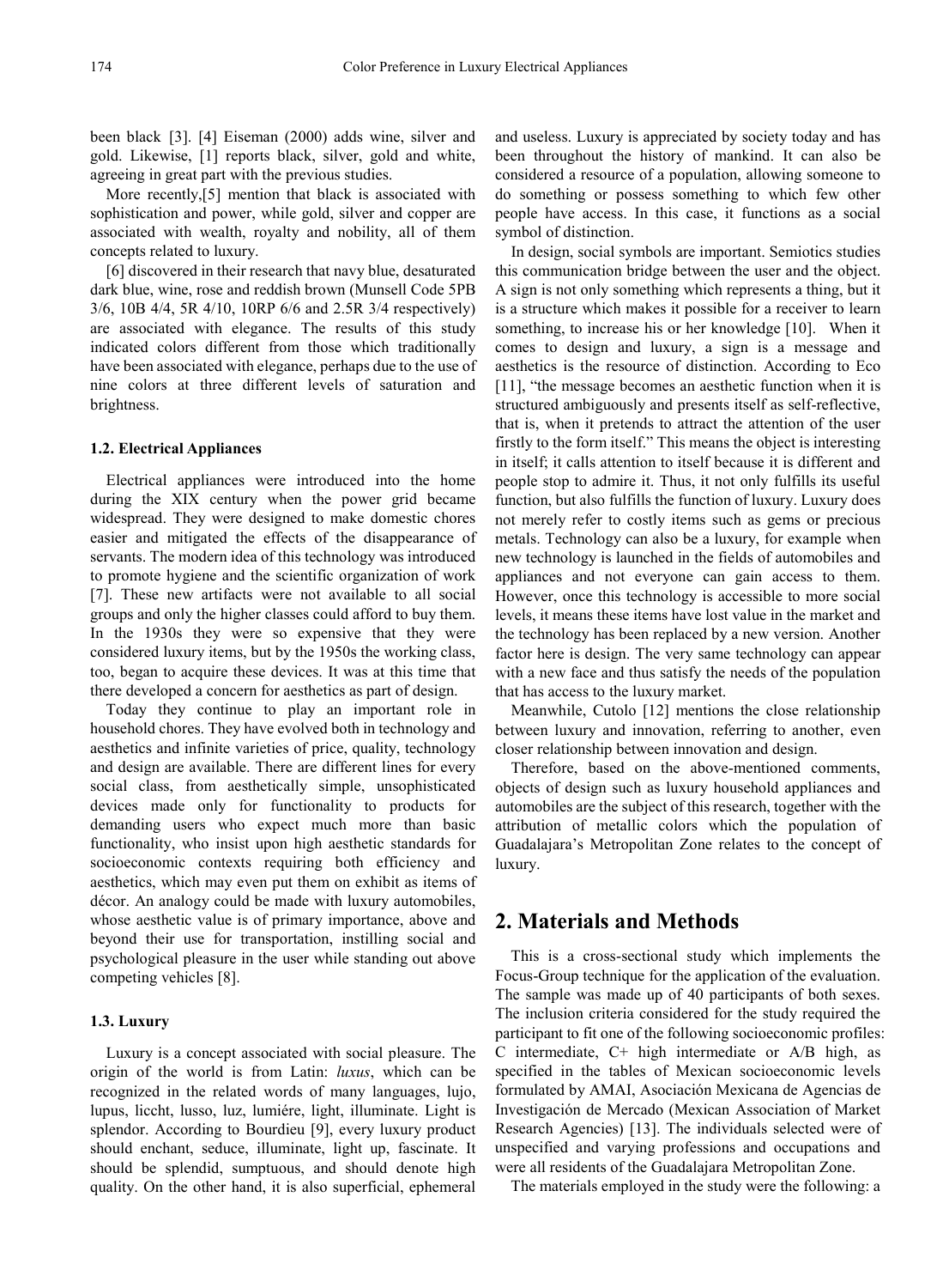been black [3]. [4] Eiseman (2000) adds wine, silver and gold. Likewise, [1] reports black, silver, gold and white, agreeing in great part with the previous studies.

More recently,[5] mention that black is associated with sophistication and power, while gold, silver and copper are associated with wealth, royalty and nobility, all of them concepts related to luxury.

[6] discovered in their research that navy blue, desaturated dark blue, wine, rose and reddish brown (Munsell Code 5PB 3/6, 10B 4/4, 5R 4/10, 10RP 6/6 and 2.5R 3/4 respectively) are associated with elegance. The results of this study indicated colors different from those which traditionally have been associated with elegance, perhaps due to the use of nine colors at three different levels of saturation and brightness.

### 1.2. Electrical Appliances

Electrical appliances were introduced into the home during the XIX century when the power grid became widespread. They were designed to make domestic chores easier and mitigated the effects of the disappearance of servants. The modern idea of this technology was introduced to promote hygiene and the scientific organization of work [7]. These new artifacts were not available to all social groups and only the higher classes could afford to buy them. In the 1930s they were so expensive that they were considered luxury items, but by the 1950s the working class, too, began to acquire these devices. It was at this time that there developed a concern for aesthetics as part of design.

Today they continue to play an important role in household chores. They have evolved both in technology and aesthetics and infinite varieties of price, quality, technology and design are available. There are different lines for every social class, from aesthetically simple, unsophisticated devices made only for functionality to products for demanding users who expect much more than basic functionality, who insist upon high aesthetic standards for socioeconomic contexts requiring both efficiency and aesthetics, which may even put them on exhibit as items of décor. An analogy could be made with luxury automobiles, whose aesthetic value is of primary importance, above and beyond their use for transportation, instilling social and psychological pleasure in the user while standing out above competing vehicles [8].

### 1.3. Luxury

Luxury is a concept associated with social pleasure. The origin of the world is from Latin: *luxus*, which can be recognized in the related words of many languages, lujo, lupus, liccht, lusso, luz, lumiére, light, illuminate. Light is splendor. According to Bourdieu [9], every luxury product should enchant, seduce, illuminate, light up, fascinate. It should be splendid, sumptuous, and should denote high quality. On the other hand, it is also superficial, ephemeral and useless. Luxury is appreciated by society today and has been throughout the history of mankind. It can also be considered a resource of a population, allowing someone to do something or possess something to which few other people have access. In this case, it functions as a social symbol of distinction.

In design, social symbols are important. Semiotics studies this communication bridge between the user and the object. A sign is not only something which represents a thing, but it is a structure which makes it possible for a receiver to learn something, to increase his or her knowledge [10]. When it comes to design and luxury, a sign is a message and aesthetics is the resource of distinction. According to Eco [11], "the message becomes an aesthetic function when it is structured ambiguously and presents itself as self-reflective, that is, when it pretends to attract the attention of the user firstly to the form itself." This means the object is interesting in itself; it calls attention to itself because it is different and people stop to admire it. Thus, it not only fulfills its useful function, but also fulfills the function of luxury. Luxury does not merely refer to costly items such as gems or precious metals. Technology can also be a luxury, for example when new technology is launched in the fields of automobiles and appliances and not everyone can gain access to them. However, once this technology is accessible to more social levels, it means these items have lost value in the market and the technology has been replaced by a new version. Another factor here is design. The very same technology can appear with a new face and thus satisfy the needs of the population that has access to the luxury market.

Meanwhile, Cutolo [12] mentions the close relationship between luxury and innovation, referring to another, even closer relationship between innovation and design.

Therefore, based on the above-mentioned comments, objects of design such as luxury household appliances and automobiles are the subject of this research, together with the attribution of metallic colors which the population of Guadalajara's Metropolitan Zone relates to the concept of luxury.

## 2. Materials and Methods

This is a cross-sectional study which implements the Focus-Group technique for the application of the evaluation. The sample was made up of 40 participants of both sexes. The inclusion criteria considered for the study required the participant to fit one of the following socioeconomic profiles: C intermediate, C+ high intermediate or A/B high, as specified in the tables of Mexican socioeconomic levels formulated by AMAI, Asociación Mexicana de Agencias de Investigación de Mercado (Mexican Association of Market Research Agencies) [13]. The individuals selected were of unspecified and varying professions and occupations and were all residents of the Guadalajara Metropolitan Zone.

The materials employed in the study were the following: a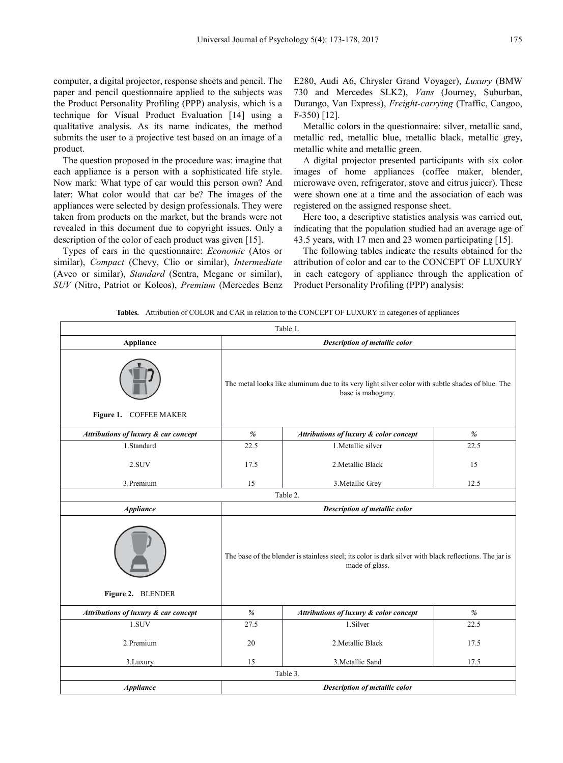computer, a digital projector, response sheets and pencil. The paper and pencil questionnaire applied to the subjects was the Product Personality Profiling (PPP) analysis, which is a technique for Visual Product Evaluation [14] using a qualitative analysis. As its name indicates, the method submits the user to a projective test based on an image of a product.

The question proposed in the procedure was: imagine that each appliance is a person with a sophisticated life style. Now mark: What type of car would this person own? And later: What color would that car be? The images of the appliances were selected by design professionals. They were taken from products on the market, but the brands were not revealed in this document due to copyright issues. Only a description of the color of each product was given [15].

Types of cars in the questionnaire: *Economic* (Atos or similar), *Compact* (Chevy, Clio or similar), *Intermediate* (Aveo or similar), *Standard* (Sentra, Megane or similar), *SUV* (Nitro, Patriot or Koleos), *Premium* (Mercedes Benz E280, Audi A6, Chrysler Grand Voyager), *Luxury* (BMW 730 and Mercedes SLK2), *Vans* (Journey, Suburban, Durango, Van Express), *Freight-carrying* (Traffic, Cangoo, F-350) [12].

Metallic colors in the questionnaire: silver, metallic sand, metallic red, metallic blue, metallic black, metallic grey, metallic white and metallic green.

A digital projector presented participants with six color images of home appliances (coffee maker, blender, microwave oven, refrigerator, stove and citrus juicer). These were shown one at a time and the association of each was registered on the assigned response sheet.

Here too, a descriptive statistics analysis was carried out, indicating that the population studied had an average age of 43.5 years, with 17 men and 23 women participating [15].

The following tables indicate the results obtained for the attribution of color and car to the CONCEPT OF LUXURY in each category of appliance through the application of Product Personality Profiling (PPP) analysis:

**Tables.** Attribution of COLOR and CAR in relation to the CONCEPT OF LUXURY in categories of appliances

Table 1.

| **Appliance** | ***Description of metallic color*** | | |
|---|---|---|---|
| **Figure 1.** COFFEE MAKER | The metal looks like aluminum due to its very light silver color with subtle shades of blue. The base is mahogany. | | |
| ***Attributions of luxury & car concept*** | ***%*** | ***Attributions of luxury & color concept*** | ***%*** |
| 1.Standard | 22.5 | 1.Metallic silver | 22.5 |
| 2.SUV | 17.5 | 2.Metallic Black | 15 |
| 3.Premium | 15 | 3.Metallic Grey | 12.5 |

Table 2.

| ***Appliance*** | ***Description of metallic color*** | | |
|---|---|---|---|
| **Figure 2.** BLENDER | The base of the blender is stainless steel; its color is dark silver with black reflections. The jar is made of glass. | | |
| ***Attributions of luxury & car concept*** | ***%*** | ***Attributions of luxury & color concept*** | ***%*** |
| 1.SUV | 27.5 | 1.Silver | 22.5 |
| 2.Premium | 20 | 2.Metallic Black | 17.5 |
| 3.Luxury | 15 | 3.Metallic Sand | 17.5 |

Table 3.

| ***Appliance*** | ***Description of metallic color*** |
|---|---|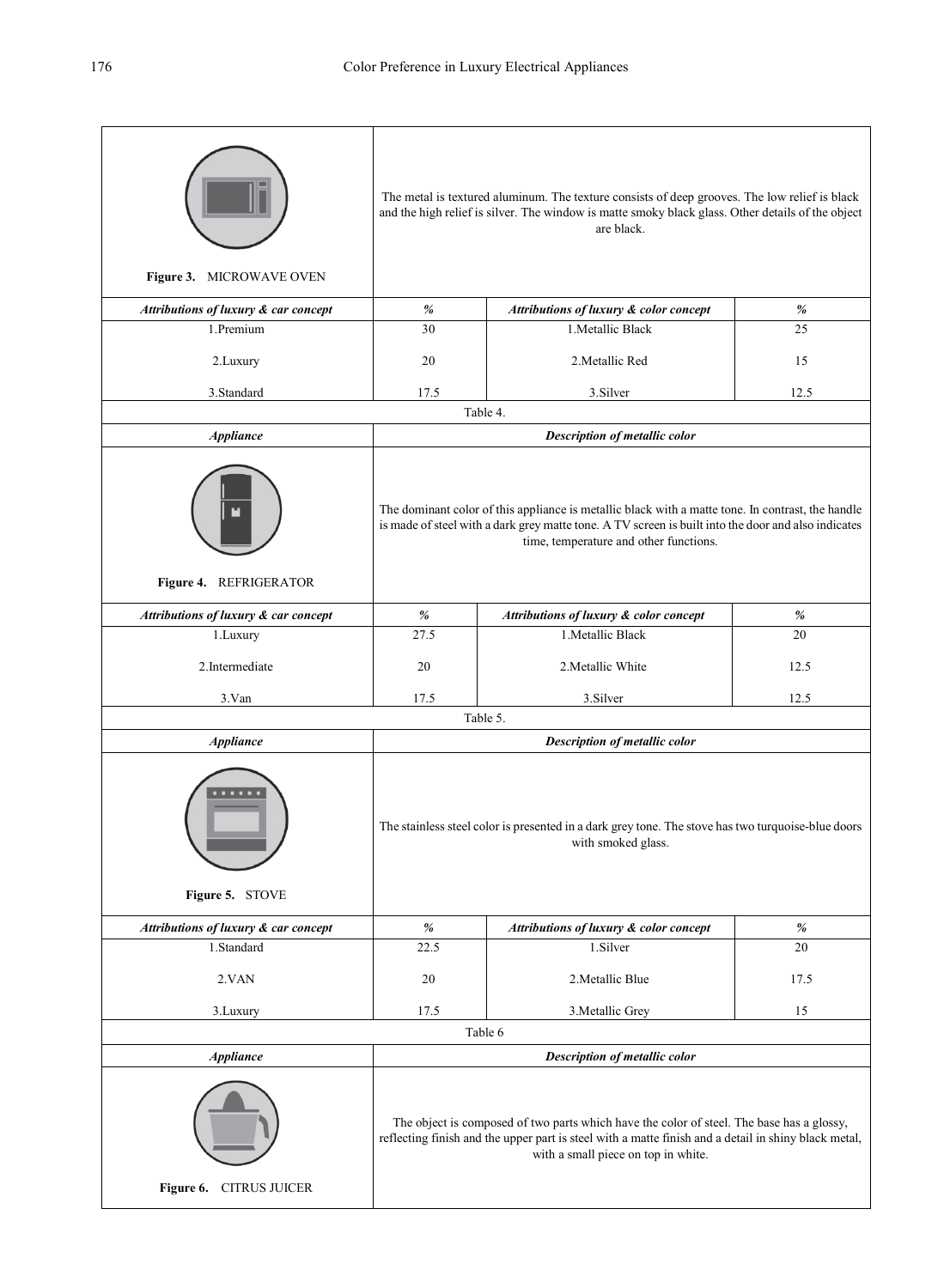| | | | |
|---|---|---|---|
| Figure 3. MICROWAVE OVEN | The metal is textured aluminum. The texture consists of deep grooves. The low relief is black and the high relief is silver. The window is matte smoky black glass. Other details of the object are black. | | |
| ***Attributions of luxury & car concept*** | ***%*** | ***Attributions of luxury & color concept*** | ***%*** |
| 1.Premium | 30 | 1.Metallic Black | 25 |
| 2.Luxury | 20 | 2.Metallic Red | 15 |
| 3.Standard | 17.5 | 3.Silver | 12.5 |

Table 4.

| ***Appliance*** | ***Description of metallic color*** | | |
|---|---|---|---|
| Figure 4. REFRIGERATOR | The dominant color of this appliance is metallic black with a matte tone. In contrast, the handle is made of steel with a dark grey matte tone. A TV screen is built into the door and also indicates time, temperature and other functions. | | |
| ***Attributions of luxury & car concept*** | ***%*** | ***Attributions of luxury & color concept*** | ***%*** |
| 1.Luxury | 27.5 | 1.Metallic Black | 20 |
| 2.Intermediate | 20 | 2.Metallic White | 12.5 |
| 3.Van | 17.5 | 3.Silver | 12.5 |

Table 5.

| ***Appliance*** | ***Description of metallic color*** | | |
|---|---|---|---|
| Figure 5. STOVE | The stainless steel color is presented in a dark grey tone. The stove has two turquoise-blue doors with smoked glass. | | |
| ***Attributions of luxury & car concept*** | ***%*** | ***Attributions of luxury & color concept*** | ***%*** |
| 1.Standard | 22.5 | 1.Silver | 20 |
| 2.VAN | 20 | 2.Metallic Blue | 17.5 |
| 3.Luxury | 17.5 | 3.Metallic Grey | 15 |

Table 6

| ***Appliance*** | ***Description of metallic color*** |
|---|---|
| Figure 6. CITRUS JUICER | The object is composed of two parts which have the color of steel. The base has a glossy, reflecting finish and the upper part is steel with a matte finish and a detail in shiny black metal, with a small piece on top in white. |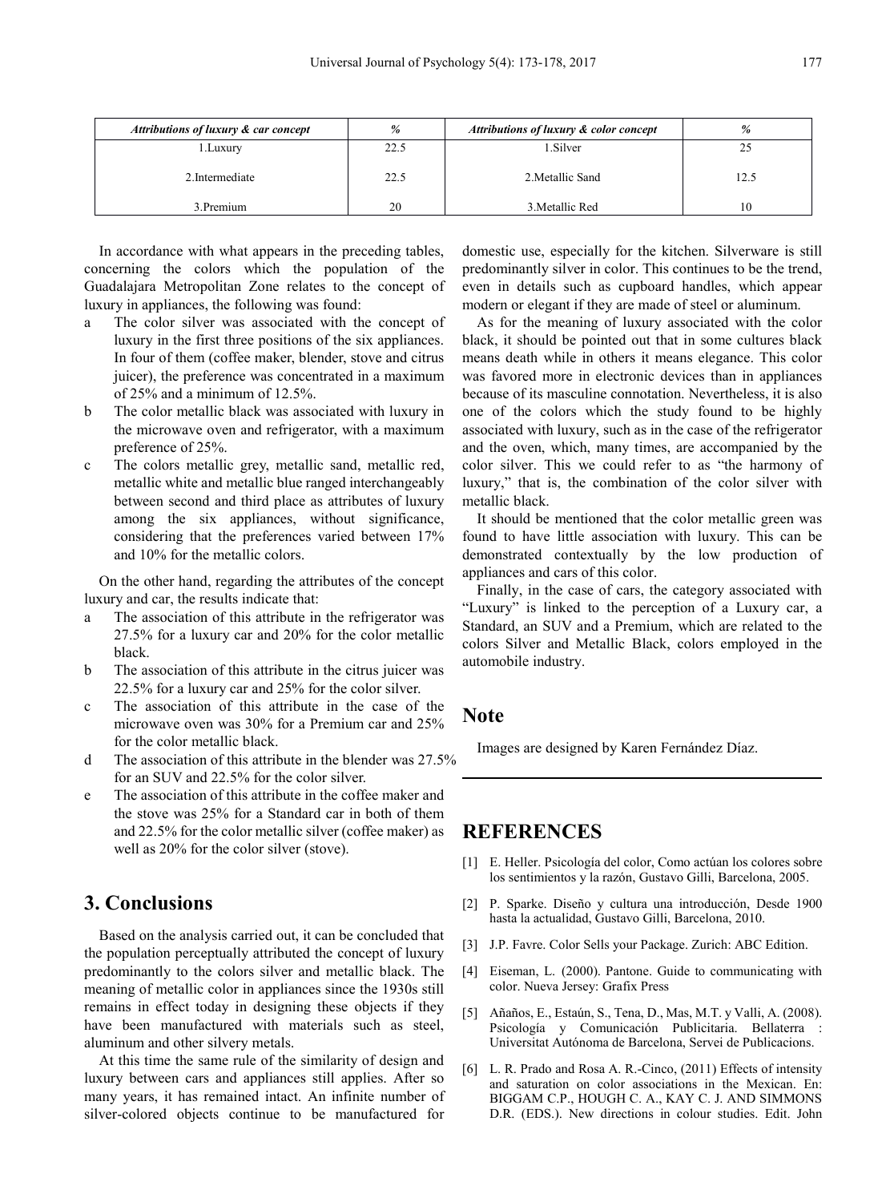| *Attributions of luxury & car concept* | *%* | *Attributions of luxury & color concept* | *%* |
| --- | --- | --- | --- |
| 1.Luxury | 22.5 | 1.Silver | 25 |
| 2.Intermediate | 22.5 | 2.Metallic Sand | 12.5 |
| 3.Premium | 20 | 3.Metallic Red | 10 |

In accordance with what appears in the preceding tables, concerning the colors which the population of the Guadalajara Metropolitan Zone relates to the concept of luxury in appliances, the following was found:

a The color silver was associated with the concept of luxury in the first three positions of the six appliances. In four of them (coffee maker, blender, stove and citrus juicer), the preference was concentrated in a maximum of 25% and a minimum of 12.5%.

b The color metallic black was associated with luxury in the microwave oven and refrigerator, with a maximum preference of 25%.

c The colors metallic grey, metallic sand, metallic red, metallic white and metallic blue ranged interchangeably between second and third place as attributes of luxury among the six appliances, without significance, considering that the preferences varied between 17% and 10% for the metallic colors.

On the other hand, regarding the attributes of the concept luxury and car, the results indicate that:

a The association of this attribute in the refrigerator was 27.5% for a luxury car and 20% for the color metallic black.

b The association of this attribute in the citrus juicer was 22.5% for a luxury car and 25% for the color silver.

c The association of this attribute in the case of the microwave oven was 30% for a Premium car and 25% for the color metallic black.

d The association of this attribute in the blender was 27.5% for an SUV and 22.5% for the color silver.

e The association of this attribute in the coffee maker and the stove was 25% for a Standard car in both of them and 22.5% for the color metallic silver (coffee maker) as well as 20% for the color silver (stove).

## 3. Conclusions

Based on the analysis carried out, it can be concluded that the population perceptually attributed the concept of luxury predominantly to the colors silver and metallic black. The meaning of metallic color in appliances since the 1930s still remains in effect today in designing these objects if they have been manufactured with materials such as steel, aluminum and other silvery metals.

At this time the same rule of the similarity of design and luxury between cars and appliances still applies. After so many years, it has remained intact. An infinite number of silver-colored objects continue to be manufactured for domestic use, especially for the kitchen. Silverware is still predominantly silver in color. This continues to be the trend, even in details such as cupboard handles, which appear modern or elegant if they are made of steel or aluminum.

As for the meaning of luxury associated with the color black, it should be pointed out that in some cultures black means death while in others it means elegance. This color was favored more in electronic devices than in appliances because of its masculine connotation. Nevertheless, it is also one of the colors which the study found to be highly associated with luxury, such as in the case of the refrigerator and the oven, which, many times, are accompanied by the color silver. This we could refer to as "the harmony of luxury," that is, the combination of the color silver with metallic black.

It should be mentioned that the color metallic green was found to have little association with luxury. This can be demonstrated contextually by the low production of appliances and cars of this color.

Finally, in the case of cars, the category associated with "Luxury" is linked to the perception of a Luxury car, a Standard, an SUV and a Premium, which are related to the colors Silver and Metallic Black, colors employed in the automobile industry.

## Note

Images are designed by Karen Fernández Díaz.

## REFERENCES

[1] E. Heller. Psicología del color, Como actúan los colores sobre los sentimientos y la razón, Gustavo Gilli, Barcelona, 2005.

[2] P. Sparke. Diseño y cultura una introducción, Desde 1900 hasta la actualidad, Gustavo Gilli, Barcelona, 2010.

[3] J.P. Favre. Color Sells your Package. Zurich: ABC Edition.

[4] Eiseman, L. (2000). Pantone. Guide to communicating with color. Nueva Jersey: Grafix Press

[5] Añaños, E., Estaún, S., Tena, D., Mas, M.T. y Valli, A. (2008). Psicología y Comunicación Publicitaria. Bellaterra : Universitat Autónoma de Barcelona, Servei de Publicacions.

[6] L. R. Prado and Rosa A. R.-Cinco, (2011) Effects of intensity and saturation on color associations in the Mexican. En: BIGGAM C.P., HOUGH C. A., KAY C. J. AND SIMMONS D.R. (EDS.). New directions in colour studies. Edit. John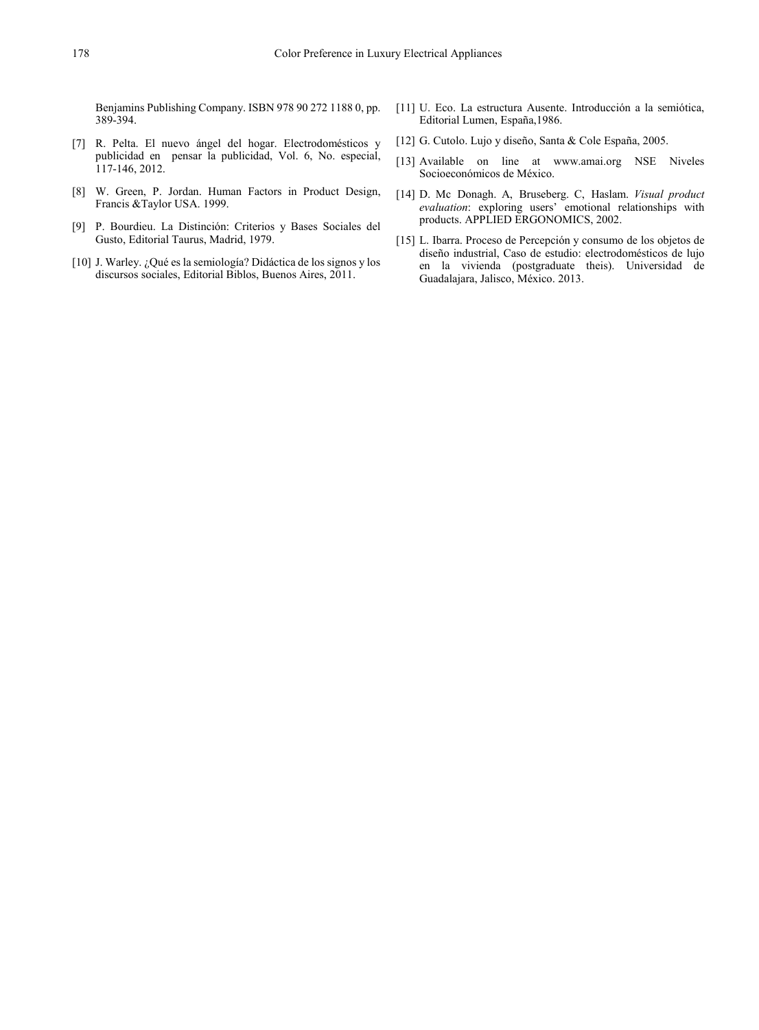Benjamins Publishing Company. ISBN 978 90 272 1188 0, pp. 389-394.

[7] R. Pelta. El nuevo ángel del hogar. Electrodomésticos y publicidad en pensar la publicidad, Vol. 6, No. especial, 117-146, 2012.

[8] W. Green, P. Jordan. Human Factors in Product Design, Francis &Taylor USA. 1999.

[9] P. Bourdieu. La Distinción: Criterios y Bases Sociales del Gusto, Editorial Taurus, Madrid, 1979.

[10] J. Warley. ¿Qué es la semiología? Didáctica de los signos y los discursos sociales, Editorial Biblos, Buenos Aires, 2011.

[11] U. Eco. La estructura Ausente. Introducción a la semiótica, Editorial Lumen, España,1986.

[12] G. Cutolo. Lujo y diseño, Santa & Cole España, 2005.

[13] Available on line at www.amai.org NSE Niveles Socioeconómicos de México.

[14] D. Mc Donagh. A, Bruseberg. C, Haslam. *Visual product evaluation*: exploring users' emotional relationships with products. APPLIED ERGONOMICS, 2002.

[15] L. Ibarra. Proceso de Percepción y consumo de los objetos de diseño industrial, Caso de estudio: electrodomésticos de lujo en la vivienda (postgraduate theis). Universidad de Guadalajara, Jalisco, México. 2013.